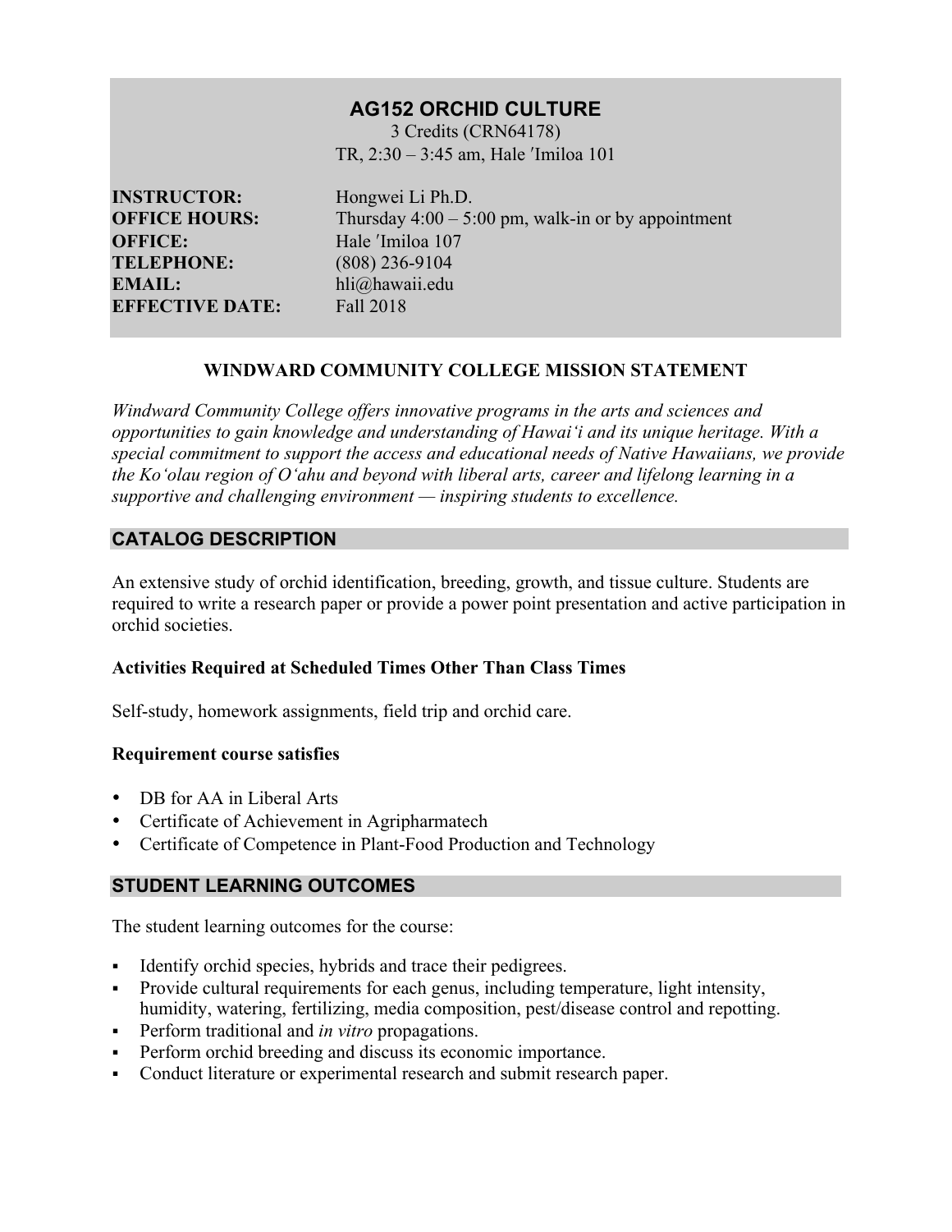# AG152 ORCHID CULTURE

3 Credits (CRN64178)
TR, 2:30 – 3:45 am, Hale ʻImiloa 101

**INSTRUCTOR:** Hongwei Li Ph.D.
**OFFICE HOURS:** Thursday 4:00 – 5:00 pm, walk-in or by appointment
**OFFICE:** Hale ʻImiloa 107
**TELEPHONE:** (808) 236-9104
**EMAIL:** hli@hawaii.edu
**EFFECTIVE DATE:** Fall 2018

### WINDWARD COMMUNITY COLLEGE MISSION STATEMENT

*Windward Community College offers innovative programs in the arts and sciences and opportunities to gain knowledge and understanding of Hawaiʻi and its unique heritage. With a special commitment to support the access and educational needs of Native Hawaiians, we provide the Koʻolau region of Oʻahu and beyond with liberal arts, career and lifelong learning in a supportive and challenging environment — inspiring students to excellence.*

## CATALOG DESCRIPTION

An extensive study of orchid identification, breeding, growth, and tissue culture. Students are required to write a research paper or provide a power point presentation and active participation in orchid societies.

### Activities Required at Scheduled Times Other Than Class Times

Self-study, homework assignments, field trip and orchid care.

### Requirement course satisfies

- DB for AA in Liberal Arts
- Certificate of Achievement in Agripharmatech
- Certificate of Competence in Plant-Food Production and Technology

## STUDENT LEARNING OUTCOMES

The student learning outcomes for the course:

- Identify orchid species, hybrids and trace their pedigrees.
- Provide cultural requirements for each genus, including temperature, light intensity, humidity, watering, fertilizing, media composition, pest/disease control and repotting.
- Perform traditional and *in vitro* propagations.
- Perform orchid breeding and discuss its economic importance.
- Conduct literature or experimental research and submit research paper.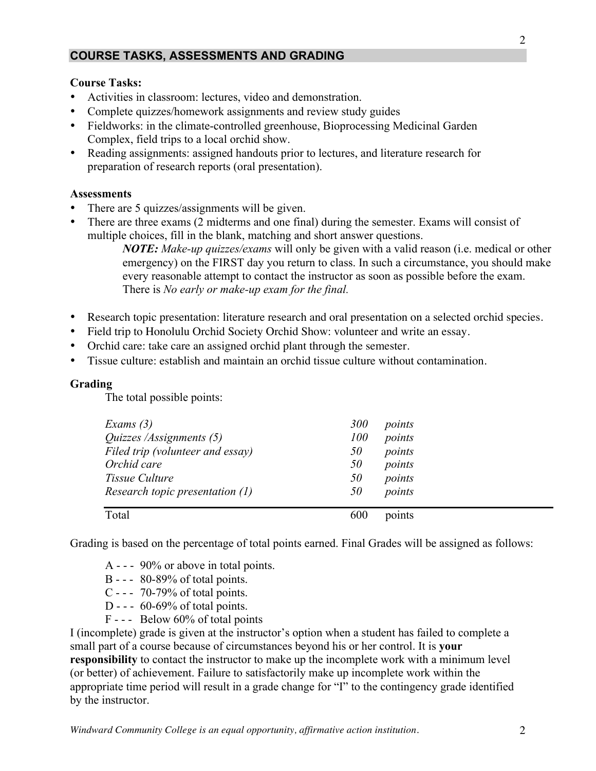## COURSE TASKS, ASSESSMENTS AND GRADING

**Course Tasks:**

- Activities in classroom: lectures, video and demonstration.
- Complete quizzes/homework assignments and review study guides
- Fieldworks: in the climate-controlled greenhouse, Bioprocessing Medicinal Garden Complex, field trips to a local orchid show.
- Reading assignments: assigned handouts prior to lectures, and literature research for preparation of research reports (oral presentation).

**Assessments**

- There are 5 quizzes/assignments will be given.
- There are three exams (2 midterms and one final) during the semester. Exams will consist of multiple choices, fill in the blank, matching and short answer questions.

  ***NOTE:*** *Make-up quizzes/exams* will only be given with a valid reason (i.e. medical or other emergency) on the FIRST day you return to class. In such a circumstance, you should make every reasonable attempt to contact the instructor as soon as possible before the exam. There is *No early or make-up exam for the final.*

- Research topic presentation: literature research and oral presentation on a selected orchid species.
- Field trip to Honolulu Orchid Society Orchid Show: volunteer and write an essay.
- Orchid care: take care an assigned orchid plant through the semester.
- Tissue culture: establish and maintain an orchid tissue culture without contamination.

**Grading**

The total possible points:

| | | |
|---|---|---|
| *Exams (3)* | *300* | *points* |
| *Quizzes /Assignments (5)* | *100* | *points* |
| *Filed trip (volunteer and essay)* | *50* | *points* |
| *Orchid care* | *50* | *points* |
| *Tissue Culture* | *50* | *points* |
| *Research topic presentation (1)* | *50* | *points* |
| Total | 600 | points |

Grading is based on the percentage of total points earned. Final Grades will be assigned as follows:

- A - - - 90% or above in total points.
- B - - - 80-89% of total points.
- C - - - 70-79% of total points.
- D - - - 60-69% of total points.
- F - - - Below 60% of total points

I (incomplete) grade is given at the instructor's option when a student has failed to complete a small part of a course because of circumstances beyond his or her control. It is **your responsibility** to contact the instructor to make up the incomplete work with a minimum level (or better) of achievement. Failure to satisfactorily make up incomplete work within the appropriate time period will result in a grade change for "I" to the contingency grade identified by the instructor.

*Windward Community College is an equal opportunity, affirmative action institution.*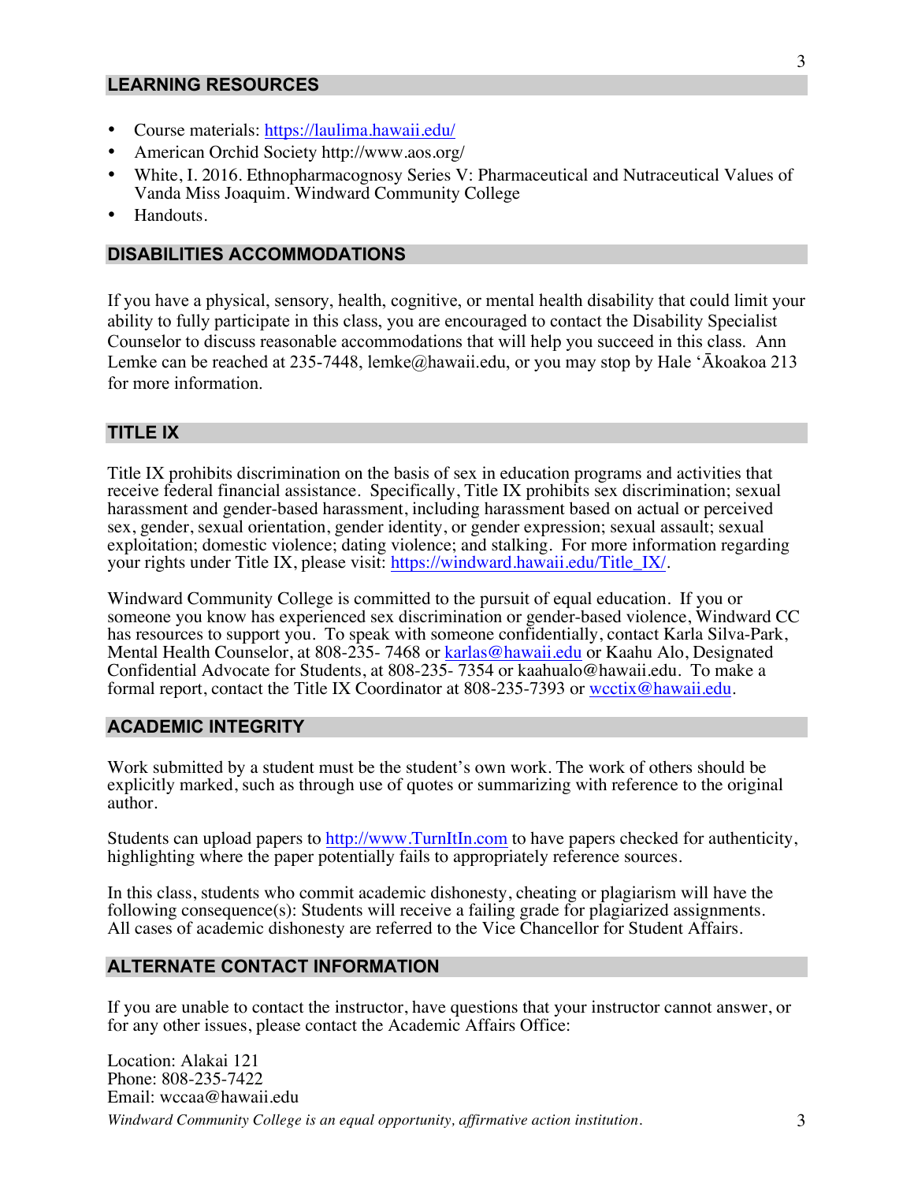## LEARNING RESOURCES

- Course materials: https://laulima.hawaii.edu/
- American Orchid Society http://www.aos.org/
- White, I. 2016. Ethnopharmacognosy Series V: Pharmaceutical and Nutraceutical Values of Vanda Miss Joaquim. Windward Community College
- Handouts.

## DISABILITIES ACCOMMODATIONS

If you have a physical, sensory, health, cognitive, or mental health disability that could limit your ability to fully participate in this class, you are encouraged to contact the Disability Specialist Counselor to discuss reasonable accommodations that will help you succeed in this class. Ann Lemke can be reached at 235-7448, lemke@hawaii.edu, or you may stop by Hale ʻĀkoakoa 213 for more information.

## TITLE IX

Title IX prohibits discrimination on the basis of sex in education programs and activities that receive federal financial assistance. Specifically, Title IX prohibits sex discrimination; sexual harassment and gender-based harassment, including harassment based on actual or perceived sex, gender, sexual orientation, gender identity, or gender expression; sexual assault; sexual exploitation; domestic violence; dating violence; and stalking. For more information regarding your rights under Title IX, please visit: https://windward.hawaii.edu/Title_IX/.

Windward Community College is committed to the pursuit of equal education. If you or someone you know has experienced sex discrimination or gender-based violence, Windward CC has resources to support you. To speak with someone confidentially, contact Karla Silva-Park, Mental Health Counselor, at 808-235- 7468 or karlas@hawaii.edu or Kaahu Alo, Designated Confidential Advocate for Students, at 808-235- 7354 or kaahualo@hawaii.edu. To make a formal report, contact the Title IX Coordinator at 808-235-7393 or wcctix@hawaii.edu.

## ACADEMIC INTEGRITY

Work submitted by a student must be the student's own work. The work of others should be explicitly marked, such as through use of quotes or summarizing with reference to the original author.

Students can upload papers to http://www.TurnItIn.com to have papers checked for authenticity, highlighting where the paper potentially fails to appropriately reference sources.

In this class, students who commit academic dishonesty, cheating or plagiarism will have the following consequence(s): Students will receive a failing grade for plagiarized assignments. All cases of academic dishonesty are referred to the Vice Chancellor for Student Affairs.

## ALTERNATE CONTACT INFORMATION

If you are unable to contact the instructor, have questions that your instructor cannot answer, or for any other issues, please contact the Academic Affairs Office:

Location: Alakai 121
Phone: 808-235-7422
Email: wccaa@hawaii.edu

*Windward Community College is an equal opportunity, affirmative action institution.*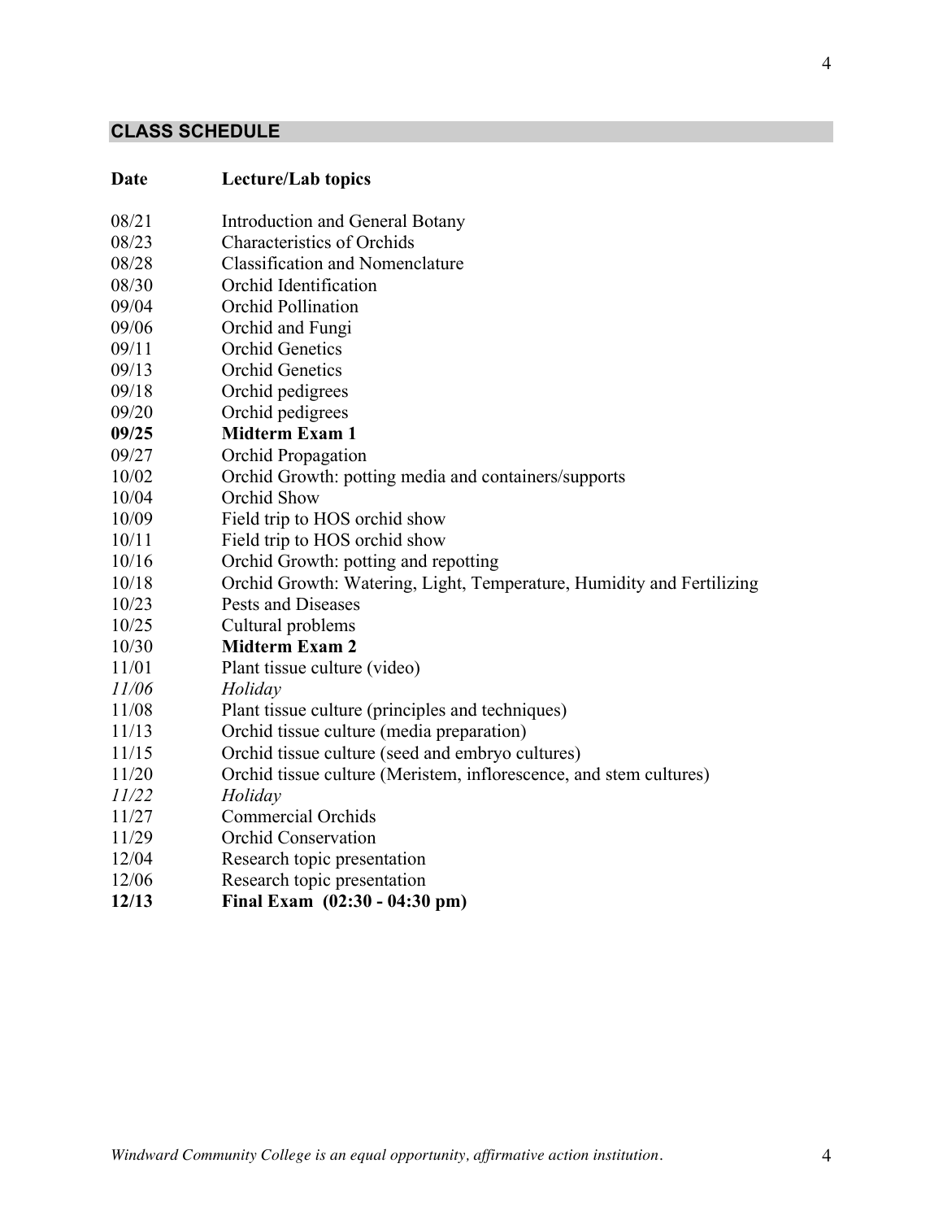## CLASS SCHEDULE

| Date | Lecture/Lab topics |
|---|---|
| 08/21 | Introduction and General Botany |
| 08/23 | Characteristics of Orchids |
| 08/28 | Classification and Nomenclature |
| 08/30 | Orchid Identification |
| 09/04 | Orchid Pollination |
| 09/06 | Orchid and Fungi |
| 09/11 | Orchid Genetics |
| 09/13 | Orchid Genetics |
| 09/18 | Orchid pedigrees |
| 09/20 | Orchid pedigrees |
| **09/25** | **Midterm Exam 1** |
| 09/27 | Orchid Propagation |
| 10/02 | Orchid Growth: potting media and containers/supports |
| 10/04 | Orchid Show |
| 10/09 | Field trip to HOS orchid show |
| 10/11 | Field trip to HOS orchid show |
| 10/16 | Orchid Growth: potting and repotting |
| 10/18 | Orchid Growth: Watering, Light, Temperature, Humidity and Fertilizing |
| 10/23 | Pests and Diseases |
| 10/25 | Cultural problems |
| **10/30** | **Midterm Exam 2** |
| 11/01 | Plant tissue culture (video) |
| *11/06* | *Holiday* |
| 11/08 | Plant tissue culture (principles and techniques) |
| 11/13 | Orchid tissue culture (media preparation) |
| 11/15 | Orchid tissue culture (seed and embryo cultures) |
| 11/20 | Orchid tissue culture (Meristem, inflorescence, and stem cultures) |
| *11/22* | *Holiday* |
| 11/27 | Commercial Orchids |
| 11/29 | Orchid Conservation |
| 12/04 | Research topic presentation |
| 12/06 | Research topic presentation |
| **12/13** | **Final Exam (02:30 - 04:30 pm)** |

*Windward Community College is an equal opportunity, affirmative action institution.*